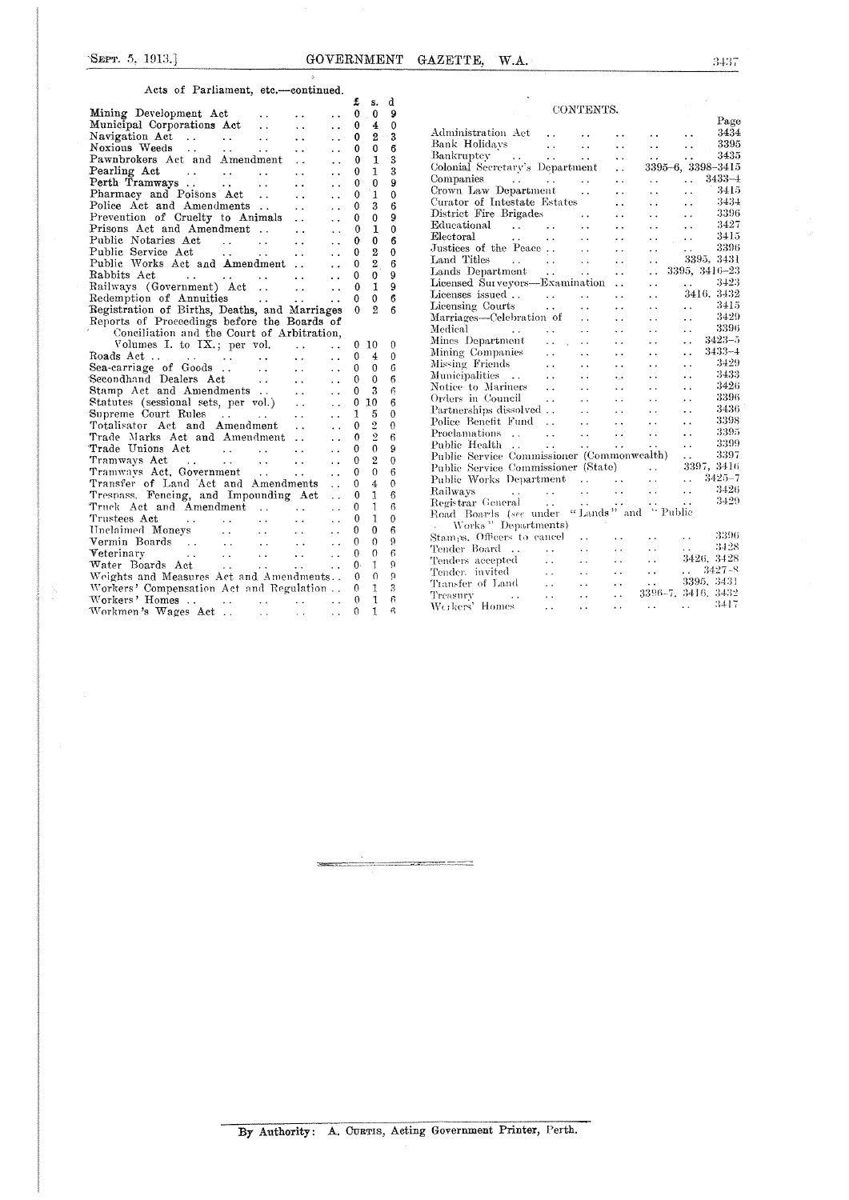Acts of Parliament, etc.—continued.

| | £ | s. | d |
|---|---|---|---|
| Mining Development Act | 0 | 0 | 9 |
| Municipal Corporations Act | 0 | 4 | 0 |
| Navigation Act | 0 | 2 | 3 |
| Noxious Weeds | 0 | 0 | 6 |
| Pawnbrokers Act and Amendment | 0 | 1 | 3 |
| Pearling Act | 0 | 1 | 3 |
| Perth Tramways | 0 | 0 | 9 |
| Pharmacy and Poisons Act | 0 | 1 | 0 |
| Police Act and Amendments | 0 | 3 | 6 |
| Prevention of Cruelty to Animals | 0 | 0 | 9 |
| Prisons Act and Amendment | 0 | 1 | 0 |
| Public Notaries Act | 0 | 0 | 6 |
| Public Service Act | 0 | 2 | 0 |
| Public Works Act and Amendment | 0 | 2 | 6 |
| Rabbits Act | 0 | 0 | 9 |
| Railways (Government) Act | 0 | 1 | 9 |
| Redemption of Annuities | 0 | 0 | 6 |
| Registration of Births, Deaths, and Marriages | 0 | 2 | 6 |
| Reports of Proceedings before the Boards of Conciliation and the Court of Arbitration, Volumes I. to IX.; per vol. | 0 | 10 | 0 |
| Roads Act | 0 | 4 | 0 |
| Sea-carriage of Goods | 0 | 0 | 6 |
| Secondhand Dealers Act | 0 | 0 | 6 |
| Stamp Act and Amendments | 0 | 3 | 6 |
| Statutes (sessional sets, per vol.) | 0 | 10 | 6 |
| Supreme Court Rules | 1 | 5 | 0 |
| Totalisator Act and Amendment | 0 | 2 | 0 |
| Trade Marks Act and Amendment | 0 | 2 | 6 |
| Trade Unions Act | 0 | 0 | 9 |
| Tramways Act | 0 | 2 | 0 |
| Tramways Act, Government | 0 | 0 | 6 |
| Transfer of Land Act and Amendments | 0 | 4 | 0 |
| Trespass, Fencing, and Impounding Act | 0 | 1 | 6 |
| Truck Act and Amendment | 0 | 1 | 6 |
| Trustees Act | 0 | 1 | 0 |
| Unclaimed Moneys | 0 | 0 | 6 |
| Vermin Boards | 0 | 0 | 9 |
| Veterinary | 0 | 0 | 6 |
| Water Boards Act | 0 | 1 | 9 |
| Weights and Measures Act and Amendments | 0 | 0 | 9 |
| Workers' Compensation Act and Regulation | 0 | 1 | 3 |
| Workers' Homes | 0 | 1 | 6 |
| Workmen's Wages Act | 0 | 1 | 6 |

## CONTENTS.

| | Page |
|---|---|
| Administration Act | 3434 |
| Bank Holidays | 3395 |
| Bankruptcy | 3435 |
| Colonial Secretary's Department | 3395–6, 3398–3415 |
| Companies | 3433–4 |
| Crown Law Department | 3415 |
| Curator of Intestate Estates | 3434 |
| District Fire Brigades | 3396 |
| Educational | 3427 |
| Electoral | 3415 |
| Justices of the Peace | 3396 |
| Land Titles | 3395, 3431 |
| Lands Department | 3395, 3416–23 |
| Licensed Surveyors—Examination | 3423 |
| Licenses issued | 3416, 3432 |
| Licensing Courts | 3415 |
| Marriages—Celebration of | 3429 |
| Medical | 3396 |
| Mines Department | 3423–5 |
| Mining Companies | 3433–4 |
| Missing Friends | 3429 |
| Municipalities | 3433 |
| Notice to Mariners | 3426 |
| Orders in Council | 3396 |
| Partnerships dissolved | 3436 |
| Police Benefit Fund | 3398 |
| Proclamations | 3395 |
| Public Health | 3399 |
| Public Service Commissioner (Commonwealth) | 3397 |
| Public Service Commissioner (State) | 3397, 3416 |
| Public Works Department | 3425–7 |
| Railways | 3426 |
| Registrar General | 3429 |
| Road Boards (*see* under "Lands" and "Public Works" Departments) | |
| Stamps, Officers to cancel | 3396 |
| Tender Board | 3428 |
| Tenders accepted | 3426, 3428 |
| Tenders invited | 3427–8 |
| Transfer of Land | 3395, 3431 |
| Treasury | 3396–7, 3416, 3432 |
| Workers' Homes | 3417 |

By Authority: A. Curtis, Acting Government Printer, Perth.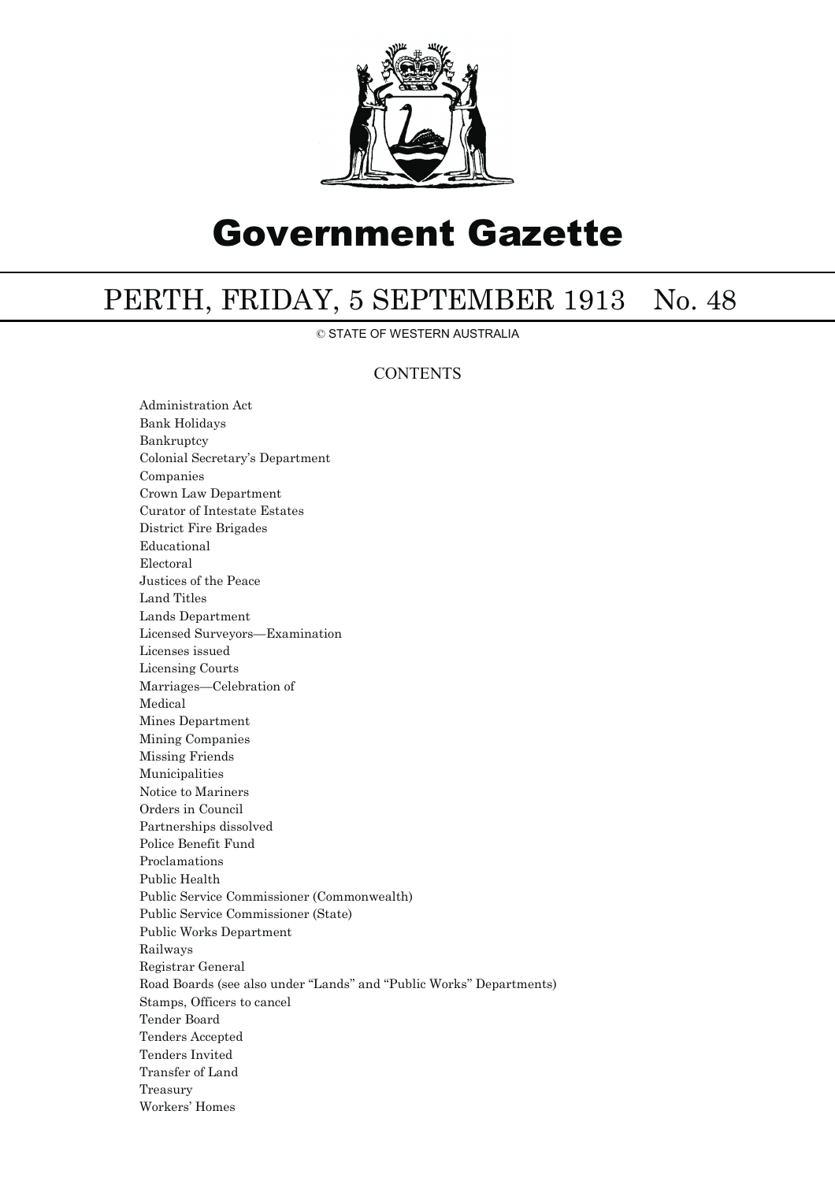# Government Gazette

## PERTH, FRIDAY, 5 SEPTEMBER 1913 No. 48

© STATE OF WESTERN AUSTRALIA

### CONTENTS

Administration Act
Bank Holidays
Bankruptcy
Colonial Secretary's Department
Companies
Crown Law Department
Curator of Intestate Estates
District Fire Brigades
Educational
Electoral
Justices of the Peace
Land Titles
Lands Department
Licensed Surveyors—Examination
Licenses issued
Licensing Courts
Marriages—Celebration of
Medical
Mines Department
Mining Companies
Missing Friends
Municipalities
Notice to Mariners
Orders in Council
Partnerships dissolved
Police Benefit Fund
Proclamations
Public Health
Public Service Commissioner (Commonwealth)
Public Service Commissioner (State)
Public Works Department
Railways
Registrar General
Road Boards (see also under "Lands" and "Public Works" Departments)
Stamps, Officers to cancel
Tender Board
Tenders Accepted
Tenders Invited
Transfer of Land
Treasury
Workers' Homes